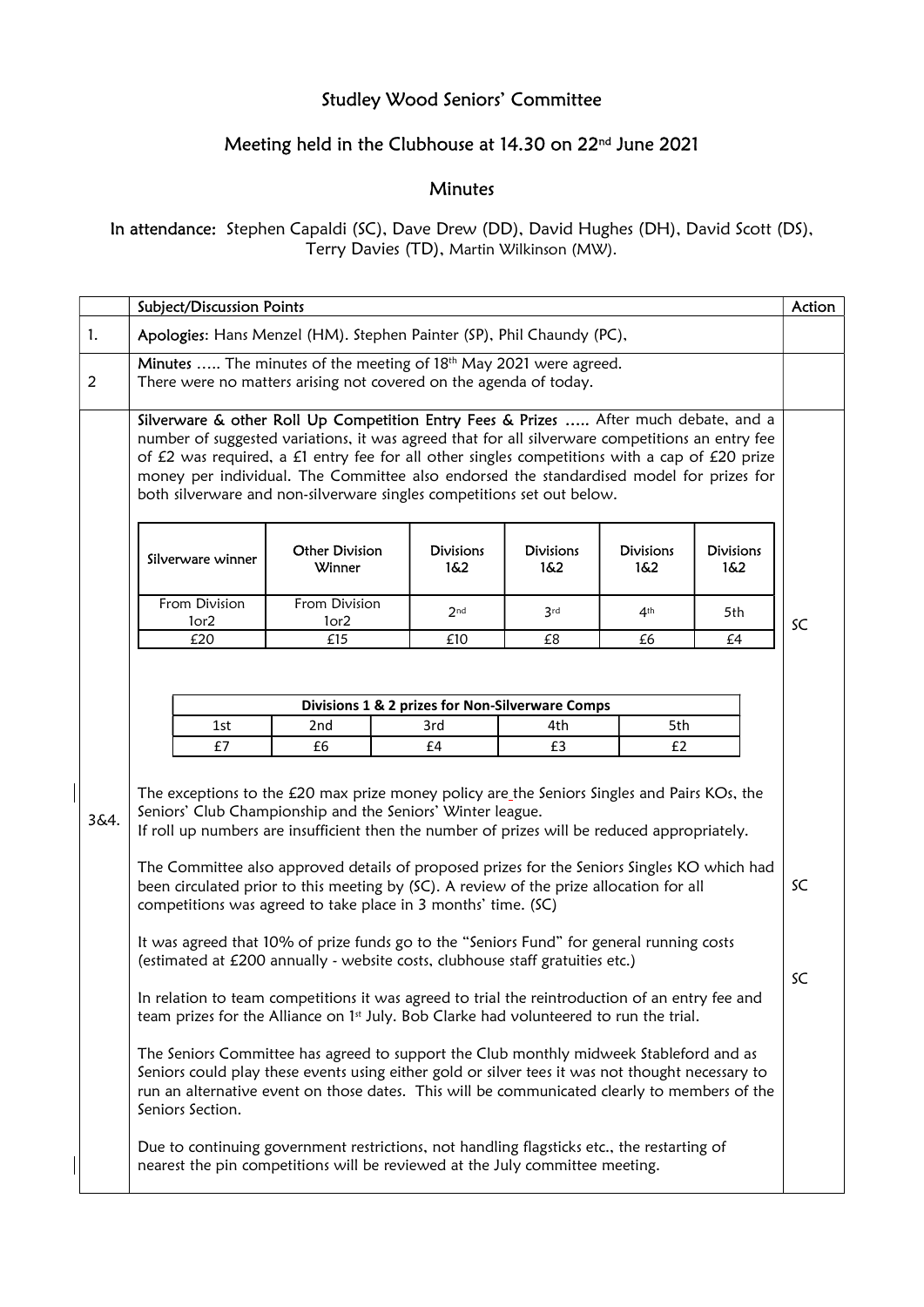# Studley Wood Seniors' Committee

## Meeting held in the Clubhouse at 14.30 on 22nd June 2021

## Minutes

**In attendance:** Stephen Capaldi (SC), Dave Drew (DD), David Hughes (DH), David Scott (DS), Terry Davies (TD), Martin Wilkinson (MW).

| | Subject/Discussion Points | Action |
|---|---|---|
| 1. | **Apologies:** Hans Menzel (HM). Stephen Painter (SP), Phil Chaundy (PC), | |
| 2 | **Minutes** ….. The minutes of the meeting of 18th May 2021 were agreed. There were no matters arising not covered on the agenda of today. | |
| 3&4. | **Silverware & other Roll Up Competition Entry Fees & Prizes** ….. After much debate, and a number of suggested variations, it was agreed that for all silverware competitions an entry fee of £2 was required, a £1 entry fee for all other singles competitions with a cap of £20 prize money per individual. The Committee also endorsed the standardised model for prizes for both silverware and non-silverware singles competitions set out below. | SC |

| Silverware winner | Other Division Winner | Divisions 1&2 | Divisions 1&2 | Divisions 1&2 | Divisions 1&2 |
|---|---|---|---|---|---|
| From Division 1or2 | From Division 1or2 | 2nd | 3rd | 4th | 5th |
| £20 | £15 | £10 | £8 | £6 | £4 |

| Divisions 1 & 2 prizes for Non-Silverware Comps | | | | |
|---|---|---|---|---|
| 1st | 2nd | 3rd | 4th | 5th |
| £7 | £6 | £4 | £3 | £2 |

The exceptions to the £20 max prize money policy are the Seniors Singles and Pairs KOs, the Seniors' Club Championship and the Seniors' Winter league.
If roll up numbers are insufficient then the number of prizes will be reduced appropriately.

The Committee also approved details of proposed prizes for the Seniors Singles KO which had been circulated prior to this meeting by (SC). A review of the prize allocation for all competitions was agreed to take place in 3 months' time. (SC) — **Action: SC**

It was agreed that 10% of prize funds go to the "Seniors Fund" for general running costs (estimated at £200 annually - website costs, clubhouse staff gratuities etc.) — **Action: SC**

In relation to team competitions it was agreed to trial the reintroduction of an entry fee and team prizes for the Alliance on 1st July. Bob Clarke had volunteered to run the trial.

The Seniors Committee has agreed to support the Club monthly midweek Stableford and as Seniors could play these events using either gold or silver tees it was not thought necessary to run an alternative event on those dates. This will be communicated clearly to members of the Seniors Section.

Due to continuing government restrictions, not handling flagsticks etc., the restarting of nearest the pin competitions will be reviewed at the July committee meeting.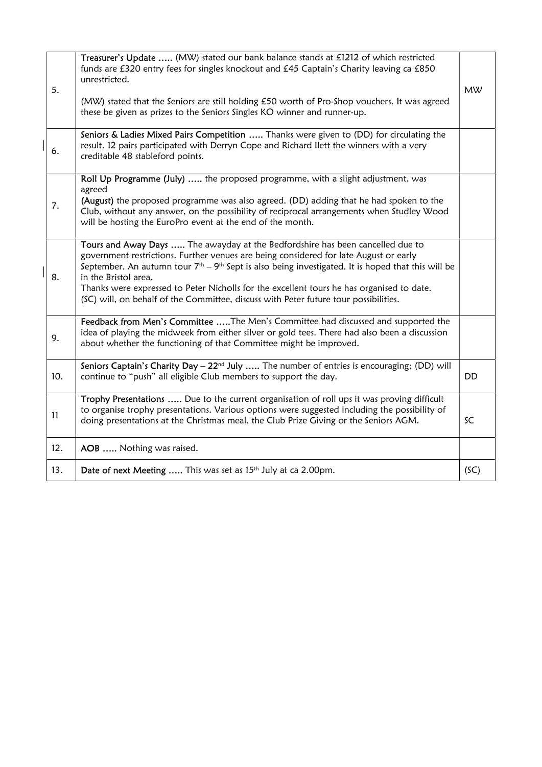| | | |
|---|---|---|
| 5. | **Treasurer's Update …..** (MW) stated our bank balance stands at £1212 of which restricted funds are £320 entry fees for singles knockout and £45 Captain's Charity leaving ca £850 unrestricted.<br><br>(MW) stated that the Seniors are still holding £50 worth of Pro-Shop vouchers. It was agreed these be given as prizes to the Seniors Singles KO winner and runner-up. | MW |
| 6. | **Seniors & Ladies Mixed Pairs Competition …..** Thanks were given to (DD) for circulating the result. 12 pairs participated with Derryn Cope and Richard Ilett the winners with a very creditable 48 stableford points. | |
| 7. | **Roll Up Programme (July) …..** the proposed programme, with a slight adjustment, was agreed<br>**(August)** the proposed programme was also agreed. (DD) adding that he had spoken to the Club, without any answer, on the possibility of reciprocal arrangements when Studley Wood will be hosting the EuroPro event at the end of the month. | |
| 8. | **Tours and Away Days …..** The awayday at the Bedfordshire has been cancelled due to government restrictions. Further venues are being considered for late August or early September. An autumn tour 7th – 9th Sept is also being investigated. It is hoped that this will be in the Bristol area.<br>Thanks were expressed to Peter Nicholls for the excellent tours he has organised to date. (SC) will, on behalf of the Committee, discuss with Peter future tour possibilities. | |
| 9. | **Feedback from Men's Committee …..**The Men's Committee had discussed and supported the idea of playing the midweek from either silver or gold tees. There had also been a discussion about whether the functioning of that Committee might be improved. | |
| 10. | **Seniors Captain's Charity Day – 22nd July …..** The number of entries is encouraging; (DD) will continue to "push" all eligible Club members to support the day. | DD |
| 11 | **Trophy Presentations …..** Due to the current organisation of roll ups it was proving difficult to organise trophy presentations. Various options were suggested including the possibility of doing presentations at the Christmas meal, the Club Prize Giving or the Seniors AGM. | SC |
| 12. | **AOB …..** Nothing was raised. | |
| 13. | **Date of next Meeting …..** This was set as 15th July at ca 2.00pm. | (SC) |